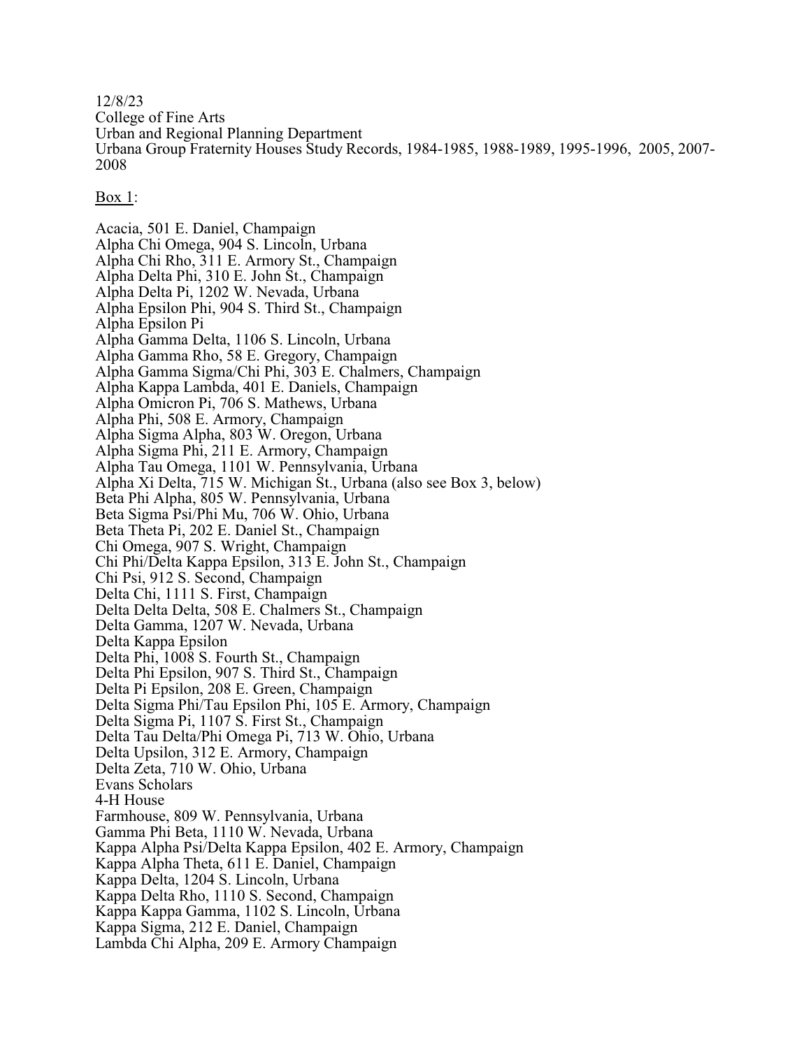12/8/23
College of Fine Arts
Urban and Regional Planning Department
Urbana Group Fraternity Houses Study Records, 1984-1985, 1988-1989, 1995-1996, 2005, 2007-2008

<u>Box 1</u>:

Acacia, 501 E. Daniel, Champaign
Alpha Chi Omega, 904 S. Lincoln, Urbana
Alpha Chi Rho, 311 E. Armory St., Champaign
Alpha Delta Phi, 310 E. John St., Champaign
Alpha Delta Pi, 1202 W. Nevada, Urbana
Alpha Epsilon Phi, 904 S. Third St., Champaign
Alpha Epsilon Pi
Alpha Gamma Delta, 1106 S. Lincoln, Urbana
Alpha Gamma Rho, 58 E. Gregory, Champaign
Alpha Gamma Sigma/Chi Phi, 303 E. Chalmers, Champaign
Alpha Kappa Lambda, 401 E. Daniels, Champaign
Alpha Omicron Pi, 706 S. Mathews, Urbana
Alpha Phi, 508 E. Armory, Champaign
Alpha Sigma Alpha, 803 W. Oregon, Urbana
Alpha Sigma Phi, 211 E. Armory, Champaign
Alpha Tau Omega, 1101 W. Pennsylvania, Urbana
Alpha Xi Delta, 715 W. Michigan St., Urbana (also see Box 3, below)
Beta Phi Alpha, 805 W. Pennsylvania, Urbana
Beta Sigma Psi/Phi Mu, 706 W. Ohio, Urbana
Beta Theta Pi, 202 E. Daniel St., Champaign
Chi Omega, 907 S. Wright, Champaign
Chi Phi/Delta Kappa Epsilon, 313 E. John St., Champaign
Chi Psi, 912 S. Second, Champaign
Delta Chi, 1111 S. First, Champaign
Delta Delta Delta, 508 E. Chalmers St., Champaign
Delta Gamma, 1207 W. Nevada, Urbana
Delta Kappa Epsilon
Delta Phi, 1008 S. Fourth St., Champaign
Delta Phi Epsilon, 907 S. Third St., Champaign
Delta Pi Epsilon, 208 E. Green, Champaign
Delta Sigma Phi/Tau Epsilon Phi, 105 E. Armory, Champaign
Delta Sigma Pi, 1107 S. First St., Champaign
Delta Tau Delta/Phi Omega Pi, 713 W. Ohio, Urbana
Delta Upsilon, 312 E. Armory, Champaign
Delta Zeta, 710 W. Ohio, Urbana
Evans Scholars
4-H House
Farmhouse, 809 W. Pennsylvania, Urbana
Gamma Phi Beta, 1110 W. Nevada, Urbana
Kappa Alpha Psi/Delta Kappa Epsilon, 402 E. Armory, Champaign
Kappa Alpha Theta, 611 E. Daniel, Champaign
Kappa Delta, 1204 S. Lincoln, Urbana
Kappa Delta Rho, 1110 S. Second, Champaign
Kappa Kappa Gamma, 1102 S. Lincoln, Urbana
Kappa Sigma, 212 E. Daniel, Champaign
Lambda Chi Alpha, 209 E. Armory Champaign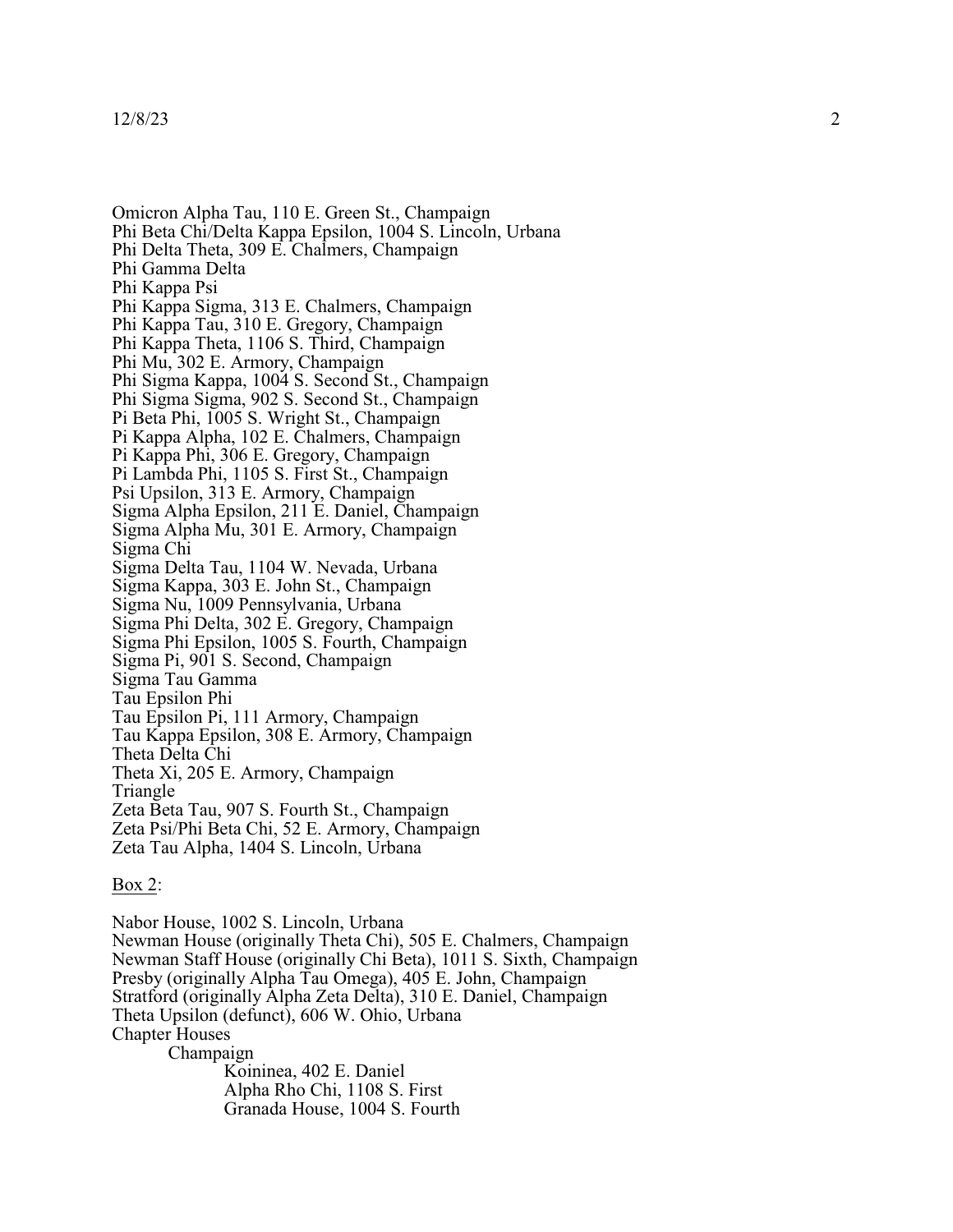Omicron Alpha Tau, 110 E. Green St., Champaign
Phi Beta Chi/Delta Kappa Epsilon, 1004 S. Lincoln, Urbana
Phi Delta Theta, 309 E. Chalmers, Champaign
Phi Gamma Delta
Phi Kappa Psi
Phi Kappa Sigma, 313 E. Chalmers, Champaign
Phi Kappa Tau, 310 E. Gregory, Champaign
Phi Kappa Theta, 1106 S. Third, Champaign
Phi Mu, 302 E. Armory, Champaign
Phi Sigma Kappa, 1004 S. Second St., Champaign
Phi Sigma Sigma, 902 S. Second St., Champaign
Pi Beta Phi, 1005 S. Wright St., Champaign
Pi Kappa Alpha, 102 E. Chalmers, Champaign
Pi Kappa Phi, 306 E. Gregory, Champaign
Pi Lambda Phi, 1105 S. First St., Champaign
Psi Upsilon, 313 E. Armory, Champaign
Sigma Alpha Epsilon, 211 E. Daniel, Champaign
Sigma Alpha Mu, 301 E. Armory, Champaign
Sigma Chi
Sigma Delta Tau, 1104 W. Nevada, Urbana
Sigma Kappa, 303 E. John St., Champaign
Sigma Nu, 1009 Pennsylvania, Urbana
Sigma Phi Delta, 302 E. Gregory, Champaign
Sigma Phi Epsilon, 1005 S. Fourth, Champaign
Sigma Pi, 901 S. Second, Champaign
Sigma Tau Gamma
Tau Epsilon Phi
Tau Epsilon Pi, 111 Armory, Champaign
Tau Kappa Epsilon, 308 E. Armory, Champaign
Theta Delta Chi
Theta Xi, 205 E. Armory, Champaign
Triangle
Zeta Beta Tau, 907 S. Fourth St., Champaign
Zeta Psi/Phi Beta Chi, 52 E. Armory, Champaign
Zeta Tau Alpha, 1404 S. Lincoln, Urbana

<u>Box 2</u>:

Nabor House, 1002 S. Lincoln, Urbana
Newman House (originally Theta Chi), 505 E. Chalmers, Champaign
Newman Staff House (originally Chi Beta), 1011 S. Sixth, Champaign
Presby (originally Alpha Tau Omega), 405 E. John, Champaign
Stratford (originally Alpha Zeta Delta), 310 E. Daniel, Champaign
Theta Upsilon (defunct), 606 W. Ohio, Urbana
Chapter Houses
- Champaign
    - Koininea, 402 E. Daniel
    - Alpha Rho Chi, 1108 S. First
    - Granada House, 1004 S. Fourth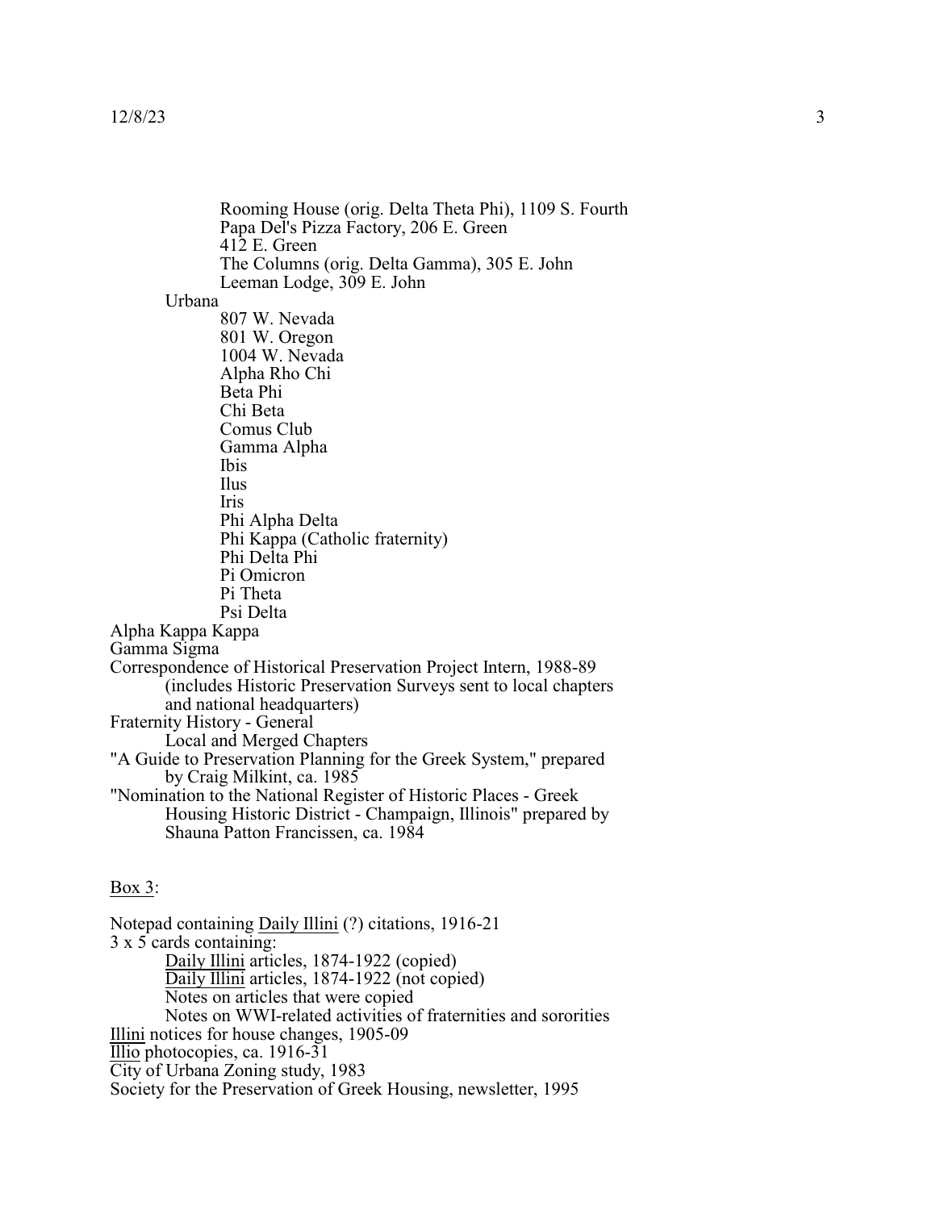- Rooming House (orig. Delta Theta Phi), 1109 S. Fourth
- Papa Del's Pizza Factory, 206 E. Green
- 412 E. Green
- The Columns (orig. Delta Gamma), 305 E. John
- Leeman Lodge, 309 E. John

Urbana

- 807 W. Nevada
- 801 W. Oregon
- 1004 W. Nevada
- Alpha Rho Chi
- Beta Phi
- Chi Beta
- Comus Club
- Gamma Alpha
- Ibis
- Ilus
- Iris
- Phi Alpha Delta
- Phi Kappa (Catholic fraternity)
- Phi Delta Phi
- Pi Omicron
- Pi Theta
- Psi Delta

Alpha Kappa Kappa

Gamma Sigma

Correspondence of Historical Preservation Project Intern, 1988-89 (includes Historic Preservation Surveys sent to local chapters and national headquarters)

Fraternity History - General

- Local and Merged Chapters

"A Guide to Preservation Planning for the Greek System," prepared by Craig Milkint, ca. 1985

"Nomination to the National Register of Historic Places - Greek Housing Historic District - Champaign, Illinois" prepared by Shauna Patton Francissen, ca. 1984

## Box 3:

Notepad containing *Daily Illini* (?) citations, 1916-21

3 x 5 cards containing:

- *Daily Illini* articles, 1874-1922 (copied)
- *Daily Illini* articles, 1874-1922 (not copied)
- Notes on articles that were copied
- Notes on WWI-related activities of fraternities and sororities

*Illini* notices for house changes, 1905-09

*Illio* photocopies, ca. 1916-31

City of Urbana Zoning study, 1983

Society for the Preservation of Greek Housing, newsletter, 1995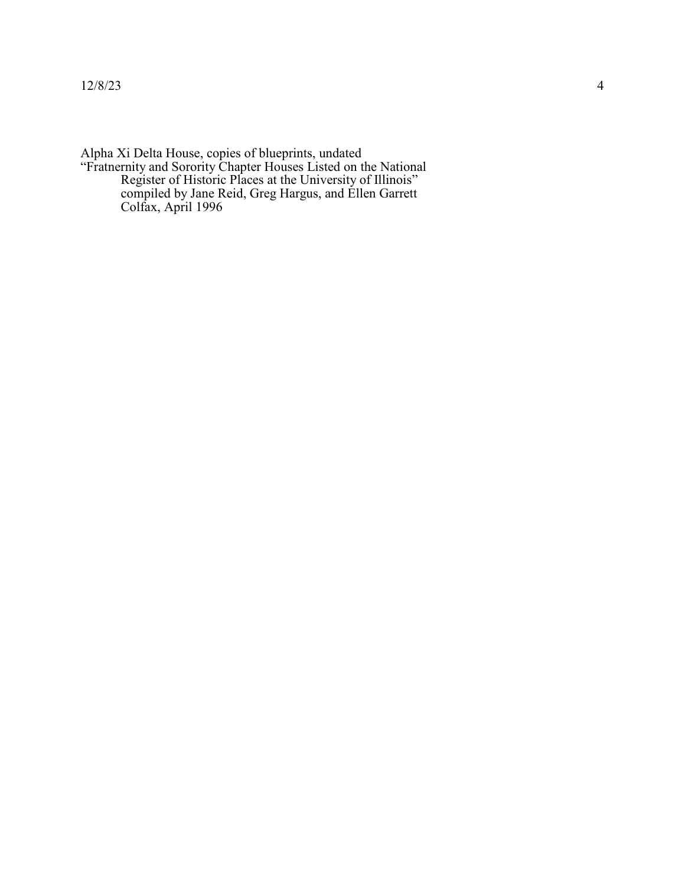Alpha Xi Delta House, copies of blueprints, undated

"Fratnernity and Sorority Chapter Houses Listed on the National Register of Historic Places at the University of Illinois" compiled by Jane Reid, Greg Hargus, and Ellen Garrett Colfax, April 1996